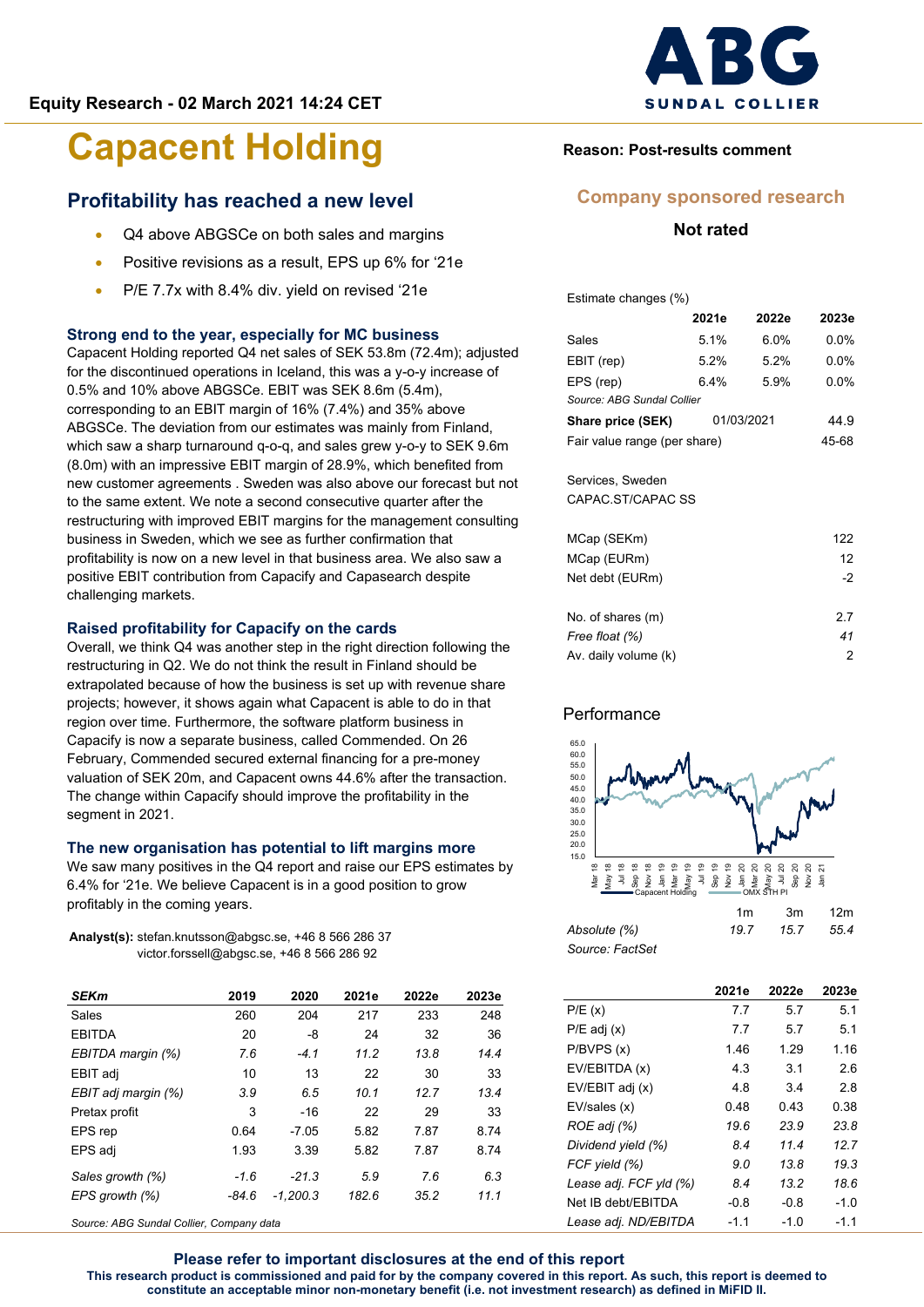Equity Research - 02 March 2021 14:24 CET

# Capacent Holding

Reason: Post-results comment

Company sponsored research

Not rated

## Profitability has reached a new level

- Q4 above ABGSCe on both sales and margins
- Positive revisions as a result, EPS up 6% for '21e
- P/E 7.7x with 8.4% div. yield on revised '21e

### Strong end to the year, especially for MC business

Capacent Holding reported Q4 net sales of SEK 53.8m (72.4m); adjusted for the discontinued operations in Iceland, this was a y-o-y increase of 0.5% and 10% above ABGSCe. EBIT was SEK 8.6m (5.4m), corresponding to an EBIT margin of 16% (7.4%) and 35% above ABGSCe. The deviation from our estimates was mainly from Finland, which saw a sharp turnaround q-o-q, and sales grew y-o-y to SEK 9.6m (8.0m) with an impressive EBIT margin of 28.9%, which benefited from new customer agreements . Sweden was also above our forecast but not to the same extent. We note a second consecutive quarter after the restructuring with improved EBIT margins for the management consulting business in Sweden, which we see as further confirmation that profitability is now on a new level in that business area. We also saw a positive EBIT contribution from Capacify and Capasearch despite challenging markets.

### Raised profitability for Capacify on the cards

Overall, we think Q4 was another step in the right direction following the restructuring in Q2. We do not think the result in Finland should be extrapolated because of how the business is set up with revenue share projects; however, it shows again what Capacent is able to do in that region over time. Furthermore, the software platform business in Capacify is now a separate business, called Commended. On 26 February, Commended secured external financing for a pre-money valuation of SEK 20m, and Capacent owns 44.6% after the transaction. The change within Capacify should improve the profitability in the segment in 2021.

### The new organisation has potential to lift margins more

We saw many positives in the Q4 report and raise our EPS estimates by 6.4% for '21e. We believe Capacent is in a good position to grow profitably in the coming years.

**Analyst(s):** stefan.knutsson@abgsc.se, +46 8 566 286 37
victor.forssell@abgsc.se, +46 8 566 286 92

| SEKm | 2019 | 2020 | 2021e | 2022e | 2023e |
|---|---|---|---|---|---|
| Sales | 260 | 204 | 217 | 233 | 248 |
| EBITDA | 20 | -8 | 24 | 32 | 36 |
| *EBITDA margin (%)* | *7.6* | *-4.1* | *11.2* | *13.8* | *14.4* |
| EBIT adj | 10 | 13 | 22 | 30 | 33 |
| *EBIT adj margin (%)* | *3.9* | *6.5* | *10.1* | *12.7* | *13.4* |
| Pretax profit | 3 | -16 | 22 | 29 | 33 |
| EPS rep | 0.64 | -7.05 | 5.82 | 7.87 | 8.74 |
| EPS adj | 1.93 | 3.39 | 5.82 | 7.87 | 8.74 |
| *Sales growth (%)* | *-1.6* | *-21.3* | *5.9* | *7.6* | *6.3* |
| *EPS growth (%)* | *-84.6* | *-1,200.3* | *182.6* | *35.2* | *11.1* |

*Source: ABG Sundal Collier, Company data*

Estimate changes (%)

| | 2021e | 2022e | 2023e |
|---|---|---|---|
| Sales | 5.1% | 6.0% | 0.0% |
| EBIT (rep) | 5.2% | 5.2% | 0.0% |
| EPS (rep) | 6.4% | 5.9% | 0.0% |

*Source: ABG Sundal Collier*

| | | |
|---|---|---|
| **Share price (SEK)** | 01/03/2021 | 44.9 |
| Fair value range (per share) | | 45-68 |

Services, Sweden
CAPAC.ST/CAPAC SS

| | |
|---|---|
| MCap (SEKm) | 122 |
| MCap (EURm) | 12 |
| Net debt (EURm) | -2 |
| No. of shares (m) | 2.7 |
| *Free float (%)* | *41* |
| Av. daily volume (k) | 2 |

Performance

| | 1m | 3m | 12m |
|---|---|---|---|
| *Absolute (%)* | *19.7* | *15.7* | *55.4* |

*Source: FactSet*

| | 2021e | 2022e | 2023e |
|---|---|---|---|
| P/E (x) | 7.7 | 5.7 | 5.1 |
| P/E adj (x) | 7.7 | 5.7 | 5.1 |
| P/BVPS (x) | 1.46 | 1.29 | 1.16 |
| EV/EBITDA (x) | 4.3 | 3.1 | 2.6 |
| EV/EBIT adj (x) | 4.8 | 3.4 | 2.8 |
| EV/sales (x) | 0.48 | 0.43 | 0.38 |
| *ROE adj (%)* | *19.6* | *23.9* | *23.8* |
| *Dividend yield (%)* | *8.4* | *11.4* | *12.7* |
| *FCF yield (%)* | *9.0* | *13.8* | *19.3* |
| *Lease adj. FCF yld (%)* | *8.4* | *13.2* | *18.6* |
| Net IB debt/EBITDA | -0.8 | -0.8 | -1.0 |
| *Lease adj. ND/EBITDA* | -1.1 | -1.0 | -1.1 |

**Please refer to important disclosures at the end of this report**

**This research product is commissioned and paid for by the company covered in this report. As such, this report is deemed to constitute an acceptable minor non-monetary benefit (i.e. not investment research) as defined in MiFID II.**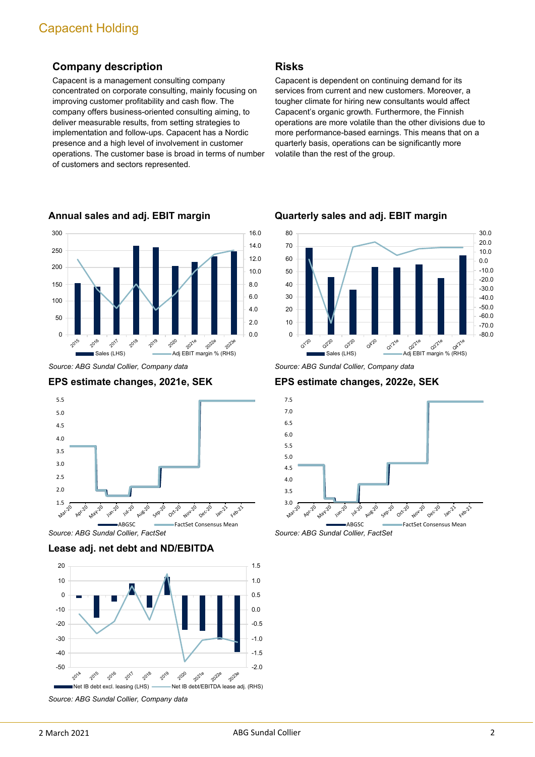## Capacent Holding

### Company description

Capacent is a management consulting company concentrated on corporate consulting, mainly focusing on improving customer profitability and cash flow. The company offers business-oriented consulting aiming, to deliver measurable results, from setting strategies to implementation and follow-ups. Capacent has a Nordic presence and a high level of involvement in customer operations. The customer base is broad in terms of number of customers and sectors represented.

### Risks

Capacent is dependent on continuing demand for its services from current and new customers. Moreover, a tougher climate for hiring new consultants would affect Capacent's organic growth. Furthermore, the Finnish operations are more volatile than the other divisions due to more performance-based earnings. This means that on a quarterly basis, operations can be significantly more volatile than the rest of the group.

### Annual sales and adj. EBIT margin

*Source: ABG Sundal Collier, Company data*

### Quarterly sales and adj. EBIT margin

*Source: ABG Sundal Collier, Company data*

### EPS estimate changes, 2021e, SEK

*Source: ABG Sundal Collier, FactSet*

### EPS estimate changes, 2022e, SEK

*Source: ABG Sundal Collier, FactSet*

### Lease adj. net debt and ND/EBITDA

*Source: ABG Sundal Collier, Company data*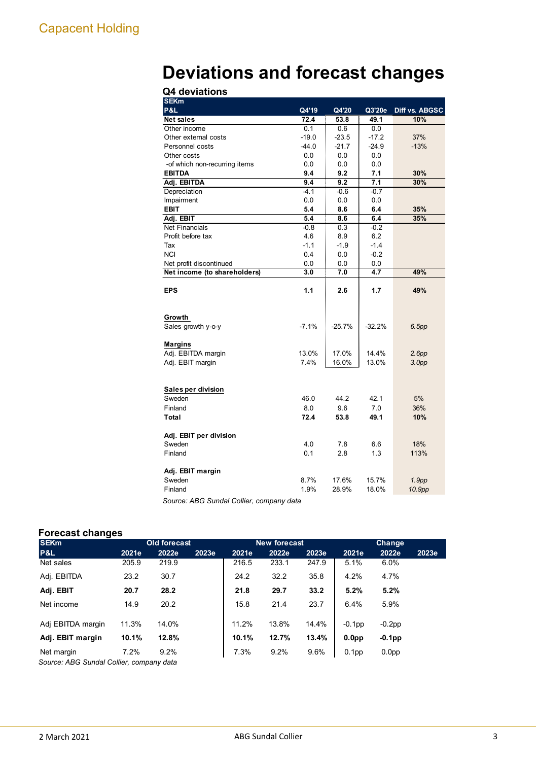# Deviations and forecast changes

## Q4 deviations

| SEKm P&L | Q4'19 | Q4'20 | Q3'20e | Diff vs. ABGSC |
|---|---|---|---|---|
| **Net sales** | **72.4** | **53.8** | **49.1** | **10%** |
| Other income | 0.1 | 0.6 | 0.0 | |
| Other external costs | -19.0 | -23.5 | -17.2 | 37% |
| Personnel costs | -44.0 | -21.7 | -24.9 | -13% |
| Other costs | 0.0 | 0.0 | 0.0 | |
| -of which non-recurring items | 0.0 | 0.0 | 0.0 | |
| **EBITDA** | **9.4** | **9.2** | **7.1** | **30%** |
| **Adj. EBITDA** | **9.4** | **9.2** | **7.1** | **30%** |
| Depreciation | -4.1 | -0.6 | -0.7 | |
| Impairment | 0.0 | 0.0 | 0.0 | |
| **EBIT** | **5.4** | **8.6** | **6.4** | **35%** |
| **Adj. EBIT** | **5.4** | **8.6** | **6.4** | **35%** |
| Net Financials | -0.8 | 0.3 | -0.2 | |
| Profit before tax | 4.6 | 8.9 | 6.2 | |
| Tax | -1.1 | -1.9 | -1.4 | |
| NCI | 0.4 | 0.0 | -0.2 | |
| Net profit discontinued | 0.0 | 0.0 | 0.0 | |
| **Net income (to shareholders)** | **3.0** | **7.0** | **4.7** | **49%** |
| | | | | |
| **EPS** | **1.1** | **2.6** | **1.7** | **49%** |
| | | | | |
| **Growth** | | | | |
| Sales growth y-o-y | -7.1% | -25.7% | -32.2% | *6.5pp* |
| | | | | |
| **Margins** | | | | |
| Adj. EBITDA margin | 13.0% | 17.0% | 14.4% | *2.6pp* |
| Adj. EBIT margin | 7.4% | 16.0% | 13.0% | *3.0pp* |
| | | | | |
| **Sales per division** | | | | |
| Sweden | 46.0 | 44.2 | 42.1 | 5% |
| Finland | 8.0 | 9.6 | 7.0 | 36% |
| **Total** | **72.4** | **53.8** | **49.1** | **10%** |
| | | | | |
| **Adj. EBIT per division** | | | | |
| Sweden | 4.0 | 7.8 | 6.6 | 18% |
| Finland | 0.1 | 2.8 | 1.3 | 113% |
| | | | | |
| **Adj. EBIT margin** | | | | |
| Sweden | 8.7% | 17.6% | 15.7% | *1.9pp* |
| Finland | 1.9% | 28.9% | 18.0% | *10.9pp* |

*Source: ABG Sundal Collier, company data*

## Forecast changes

| SEKm | Old forecast | | | New forecast | | | Change | | |
|---|---|---|---|---|---|---|---|---|---|
| P&L | 2021e | 2022e | 2023e | 2021e | 2022e | 2023e | 2021e | 2022e | 2023e |
| Net sales | 205.9 | 219.9 | | 216.5 | 233.1 | 247.9 | 5.1% | 6.0% | |
| Adj. EBITDA | 23.2 | 30.7 | | 24.2 | 32.2 | 35.8 | 4.2% | 4.7% | |
| **Adj. EBIT** | **20.7** | **28.2** | | **21.8** | **29.7** | **33.2** | **5.2%** | **5.2%** | |
| Net income | 14.9 | 20.2 | | 15.8 | 21.4 | 23.7 | 6.4% | 5.9% | |
| | | | | | | | | | |
| Adj EBITDA margin | 11.3% | 14.0% | | 11.2% | 13.8% | 14.4% | -0.1pp | -0.2pp | |
| **Adj. EBIT margin** | **10.1%** | **12.8%** | | **10.1%** | **12.7%** | **13.4%** | **0.0pp** | **-0.1pp** | |
| Net margin | 7.2% | 9.2% | | 7.3% | 9.2% | 9.6% | 0.1pp | 0.0pp | |

*Source: ABG Sundal Collier, company data*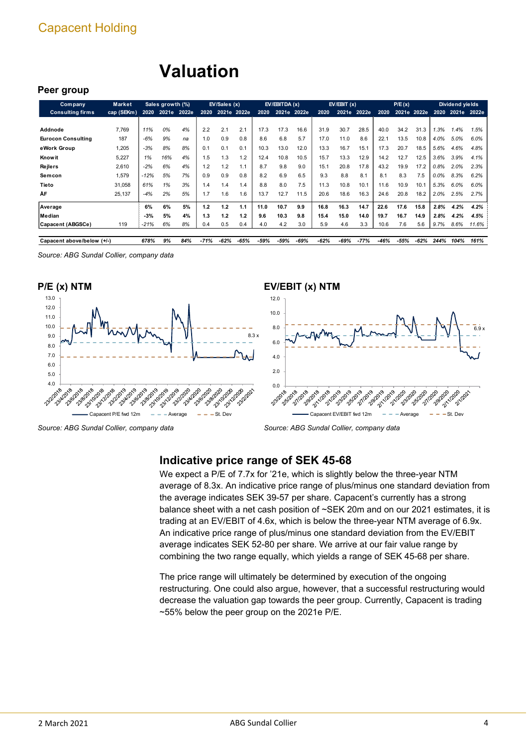# Valuation

## Peer group

| Company Consulting firms | Market cap (SEKm) | Sales growth (%) 2020 | 2021e | 2022e | EV/Sales (x) 2020 | 2021e | 2022e | EV/EBITDA (x) 2020 | 2021e | 2022e | EV/EBIT (x) 2020 | 2021e | 2022e | P/E (x) 2020 | 2021e | 2022e | Dividend yields 2020 | 2021e | 2022e |
|---|---|---|---|---|---|---|---|---|---|---|---|---|---|---|---|---|---|---|---|
| Addnode | 7,769 | 11% | 0% | 4% | 2.2 | 2.1 | 2.1 | 17.3 | 17.3 | 16.6 | 31.9 | 30.7 | 28.5 | 40.0 | 34.2 | 31.3 | 1.3% | 1.4% | 1.5% |
| Eurocon Consulting | 187 | -6% | 9% | na | 1.0 | 0.9 | 0.8 | 8.6 | 6.8 | 5.7 | 17.0 | 11.0 | 8.6 | 22.1 | 13.5 | 10.8 | 4.0% | 5.0% | 6.0% |
| eWork Group | 1,205 | -3% | 8% | 8% | 0.1 | 0.1 | 0.1 | 10.3 | 13.0 | 12.0 | 13.3 | 16.7 | 15.1 | 17.3 | 20.7 | 18.5 | 5.6% | 4.6% | 4.8% |
| Knowit | 5,227 | 1% | 16% | 4% | 1.5 | 1.3 | 1.2 | 12.4 | 10.8 | 10.5 | 15.7 | 13.3 | 12.9 | 14.2 | 12.7 | 12.5 | 3.6% | 3.9% | 4.1% |
| Rejlers | 2,610 | -2% | 6% | 4% | 1.2 | 1.2 | 1.1 | 8.7 | 9.8 | 9.0 | 15.1 | 20.8 | 17.8 | 43.2 | 19.9 | 17.2 | 0.8% | 2.0% | 2.3% |
| Semcon | 1,579 | -12% | 5% | 7% | 0.9 | 0.9 | 0.8 | 8.2 | 6.9 | 6.5 | 9.3 | 8.8 | 8.1 | 8.1 | 8.3 | 7.5 | 0.0% | 8.3% | 6.2% |
| Tieto | 31,058 | 61% | 1% | 3% | 1.4 | 1.4 | 1.4 | 8.8 | 8.0 | 7.5 | 11.3 | 10.8 | 10.1 | 11.6 | 10.9 | 10.1 | 5.3% | 6.0% | 6.0% |
| ÅF | 25,137 | -4% | 2% | 5% | 1.7 | 1.6 | 1.6 | 13.7 | 12.7 | 11.5 | 20.6 | 18.6 | 16.3 | 24.6 | 20.8 | 18.2 | 2.0% | 2.5% | 2.7% |
| **Average** | | **6%** | **6%** | **5%** | **1.2** | **1.2** | **1.1** | **11.0** | **10.7** | **9.9** | **16.8** | **16.3** | **14.7** | **22.6** | **17.6** | **15.8** | **2.8%** | **4.2%** | **4.2%** |
| **Median** | | **-3%** | **5%** | **4%** | **1.3** | **1.2** | **1.2** | **9.6** | **10.3** | **9.8** | **15.4** | **15.0** | **14.0** | **19.7** | **16.7** | **14.9** | **2.8%** | **4.2%** | **4.5%** |
| Capacent (ABGSCe) | 119 | -21% | 6% | 8% | 0.4 | 0.5 | 0.4 | 4.0 | 4.2 | 3.0 | 5.9 | 4.6 | 3.3 | 10.6 | 7.6 | 5.6 | 9.7% | 8.6% | 11.6% |
| **Capacent above/below (+/-)** | | **678%** | **9%** | **84%** | **-71%** | **-62%** | **-65%** | **-59%** | **-59%** | **-69%** | **-62%** | **-69%** | **-77%** | **-46%** | **-55%** | **-62%** | **244%** | **104%** | **161%** |

*Source: ABG Sundal Collier, company data*

**P/E (x) NTM**

*Source: ABG Sundal Collier, company data*

**EV/EBIT (x) NTM**

*Source: ABG Sundal Collier, company data*

## Indicative price range of SEK 45-68

We expect a P/E of 7.7x for '21e, which is slightly below the three-year NTM average of 8.3x. An indicative price range of plus/minus one standard deviation from the average indicates SEK 39-57 per share. Capacent's currently has a strong balance sheet with a net cash position of ~SEK 20m and on our 2021 estimates, it is trading at an EV/EBIT of 4.6x, which is below the three-year NTM average of 6.9x. An indicative price range of plus/minus one standard deviation from the EV/EBIT average indicates SEK 52-80 per share. We arrive at our fair value range by combining the two range equally, which yields a range of SEK 45-68 per share.

The price range will ultimately be determined by execution of the ongoing restructuring. One could also argue, however, that a successful restructuring would decrease the valuation gap towards the peer group. Currently, Capacent is trading ~55% below the peer group on the 2021e P/E.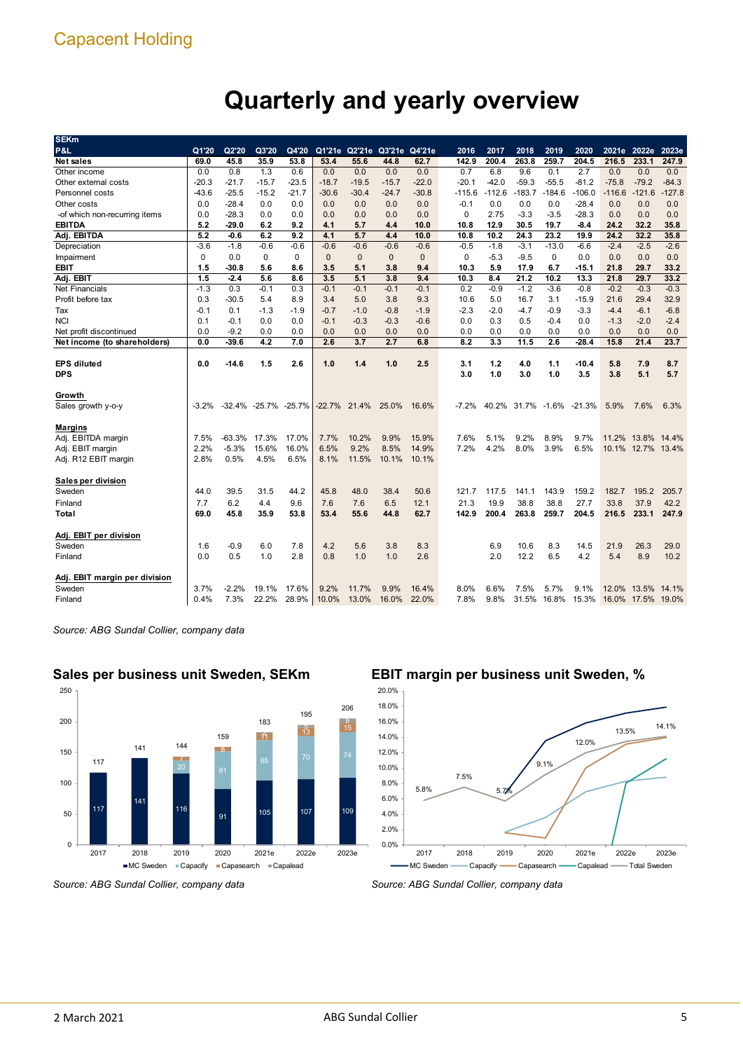# Quarterly and yearly overview

| SEKm P&L | Q1'20 | Q2'20 | Q3'20 | Q4'20 | Q1'21e | Q2'21e | Q3'21e | Q4'21e | 2016 | 2017 | 2018 | 2019 | 2020 | 2021e | 2022e | 2023e |
|---|---|---|---|---|---|---|---|---|---|---|---|---|---|---|---|---|
| **Net sales** | **69.0** | **45.8** | **35.9** | **53.8** | **53.4** | **55.6** | **44.8** | **62.7** | **142.9** | **200.4** | **263.8** | **259.7** | **204.5** | **216.5** | **233.1** | **247.9** |
| Other income | 0.0 | 0.8 | 1.3 | 0.6 | 0.0 | 0.0 | 0.0 | 0.0 | 0.7 | 6.8 | 9.6 | 0.1 | 2.7 | 0.0 | 0.0 | 0.0 |
| Other external costs | -20.3 | -21.7 | -15.7 | -23.5 | -18.7 | -19.5 | -15.7 | -22.0 | -20.1 | -42.0 | -59.3 | -55.5 | -81.2 | -75.8 | -79.2 | -84.3 |
| Personnel costs | -43.6 | -25.5 | -15.2 | -21.7 | -30.6 | -30.4 | -24.7 | -30.8 | -115.6 | -112.6 | -183.7 | -184.6 | -106.0 | -116.6 | -121.6 | -127.8 |
| Other costs | 0.0 | -28.4 | 0.0 | 0.0 | 0.0 | 0.0 | 0.0 | 0.0 | -0.1 | 0.0 | 0.0 | 0.0 | -28.4 | 0.0 | 0.0 | 0.0 |
| -of which non-recurring items | 0.0 | -28.3 | 0.0 | 0.0 | 0.0 | 0.0 | 0.0 | 0.0 | 0 | 2.75 | -3.3 | -3.5 | -28.3 | 0.0 | 0.0 | 0.0 |
| **EBITDA** | **5.2** | **-29.0** | **6.2** | **9.2** | **4.1** | **5.7** | **4.4** | **10.0** | **10.8** | **12.9** | **30.5** | **19.7** | **-8.4** | **24.2** | **32.2** | **35.8** |
| **Adj. EBITDA** | **5.2** | **-0.6** | **6.2** | **9.2** | **4.1** | **5.7** | **4.4** | **10.0** | **10.8** | **10.2** | **24.3** | **23.2** | **19.9** | **24.2** | **32.2** | **35.8** |
| Depreciation | -3.6 | -1.8 | -0.6 | -0.6 | -0.6 | -0.6 | -0.6 | -0.6 | -0.5 | -1.8 | -3.1 | -13.0 | -6.6 | -2.4 | -2.5 | -2.6 |
| Impairment | 0 | 0.0 | 0 | 0 | 0 | 0 | 0 | 0 | 0 | -5.3 | -9.5 | 0 | 0.0 | 0.0 | 0.0 | 0.0 |
| **EBIT** | **1.5** | **-30.8** | **5.6** | **8.6** | **3.5** | **5.1** | **3.8** | **9.4** | **10.3** | **5.9** | **17.9** | **6.7** | **-15.1** | **21.8** | **29.7** | **33.2** |
| **Adj. EBIT** | **1.5** | **-2.4** | **5.6** | **8.6** | **3.5** | **5.1** | **3.8** | **9.4** | **10.3** | **8.4** | **21.2** | **10.2** | **13.3** | **21.8** | **29.7** | **33.2** |
| Net Financials | -1.3 | 0.3 | -0.1 | 0.3 | -0.1 | -0.1 | -0.1 | -0.1 | 0.2 | -0.9 | -1.2 | -3.6 | -0.8 | -0.2 | -0.3 | -0.3 |
| Profit before tax | 0.3 | -30.5 | 5.4 | 8.9 | 3.4 | 5.0 | 3.8 | 9.3 | 10.6 | 5.0 | 16.7 | 3.1 | -15.9 | 21.6 | 29.4 | 32.9 |
| Tax | -0.1 | 0.1 | -1.3 | -1.9 | -0.7 | -1.0 | -0.8 | -1.9 | -2.3 | -2.0 | -4.7 | -0.9 | -3.3 | -4.4 | -6.1 | -6.8 |
| NCI | 0.1 | -0.1 | 0.0 | 0.0 | -0.1 | -0.3 | -0.3 | -0.6 | 0.0 | 0.3 | 0.5 | -0.4 | 0.0 | -1.3 | -2.0 | -2.4 |
| Net profit discontinued | 0.0 | -9.2 | 0.0 | 0.0 | 0.0 | 0.0 | 0.0 | 0.0 | 0.0 | 0.0 | 0.0 | 0.0 | 0.0 | 0.0 | 0.0 | 0.0 |
| **Net income (to shareholders)** | **0.0** | **-39.6** | **4.2** | **7.0** | **2.6** | **3.7** | **2.7** | **6.8** | **8.2** | **3.3** | **11.5** | **2.6** | **-28.4** | **15.8** | **21.4** | **23.7** |
| | | | | | | | | | | | | | | | | |
| **EPS diluted** | **0.0** | **-14.6** | **1.5** | **2.6** | **1.0** | **1.4** | **1.0** | **2.5** | **3.1** | **1.2** | **4.0** | **1.1** | **-10.4** | **5.8** | **7.9** | **8.7** |
| **DPS** | | | | | | | | | **3.0** | **1.0** | **3.0** | **1.0** | **3.5** | **3.8** | **5.1** | **5.7** |
| | | | | | | | | | | | | | | | | |
| **Growth** | | | | | | | | | | | | | | | | |
| Sales growth y-o-y | -3.2% | -32.4% | -25.7% | -25.7% | -22.7% | 21.4% | 25.0% | 16.6% | -7.2% | 40.2% | 31.7% | -1.6% | -21.3% | 5.9% | 7.6% | 6.3% |
| | | | | | | | | | | | | | | | | |
| **Margins** | | | | | | | | | | | | | | | | |
| Adj. EBITDA margin | 7.5% | -63.3% | 17.3% | 17.0% | 7.7% | 10.2% | 9.9% | 15.9% | 7.6% | 5.1% | 9.2% | 8.9% | 9.7% | 11.2% | 13.8% | 14.4% |
| Adj. EBIT margin | 2.2% | -5.3% | 15.6% | 16.0% | 6.5% | 9.2% | 8.5% | 14.9% | 7.2% | 4.2% | 8.0% | 3.9% | 6.5% | 10.1% | 12.7% | 13.4% |
| Adj. R12 EBIT margin | 2.8% | 0.5% | 4.5% | 6.5% | 8.1% | 11.5% | 10.1% | 10.1% | | | | | | | | |
| | | | | | | | | | | | | | | | | |
| **Sales per division** | | | | | | | | | | | | | | | | |
| Sweden | 44.0 | 39.5 | 31.5 | 44.2 | 45.8 | 48.0 | 38.4 | 50.6 | 121.7 | 117.5 | 141.1 | 143.9 | 159.2 | 182.7 | 195.2 | 205.7 |
| Finland | 7.7 | 6.2 | 4.4 | 9.6 | 7.6 | 7.6 | 6.5 | 12.1 | 21.3 | 19.9 | 38.8 | 38.8 | 27.7 | 33.8 | 37.9 | 42.2 |
| **Total** | **69.0** | **45.8** | **35.9** | **53.8** | **53.4** | **55.6** | **44.8** | **62.7** | **142.9** | **200.4** | **263.8** | **259.7** | **204.5** | **216.5** | **233.1** | **247.9** |
| | | | | | | | | | | | | | | | | |
| **Adj. EBIT per division** | | | | | | | | | | | | | | | | |
| Sweden | 1.6 | -0.9 | 6.0 | 7.8 | 4.2 | 5.6 | 3.8 | 8.3 | | 6.9 | 10.6 | 8.3 | 14.5 | 21.9 | 26.3 | 29.0 |
| Finland | 0.0 | 0.5 | 1.0 | 2.8 | 0.8 | 1.0 | 1.0 | 2.6 | | 2.0 | 12.2 | 6.5 | 4.2 | 5.4 | 8.9 | 10.2 |
| | | | | | | | | | | | | | | | | |
| **Adj. EBIT margin per division** | | | | | | | | | | | | | | | | |
| Sweden | 3.7% | -2.2% | 19.1% | 17.6% | 9.2% | 11.7% | 9.9% | 16.4% | 8.0% | 6.6% | 7.5% | 5.7% | 9.1% | 12.0% | 13.5% | 14.1% |
| Finland | 0.4% | 7.3% | 22.2% | 28.9% | 10.0% | 13.0% | 16.0% | 22.0% | 7.8% | 9.8% | 31.5% | 16.8% | 15.3% | 16.0% | 17.5% | 19.0% |

*Source: ABG Sundal Collier, company data*

## Sales per business unit Sweden, SEKm

| | 2017 | 2018 | 2019 | 2020 | 2021e | 2022e | 2023e |
|---|---|---|---|---|---|---|---|
| MC Sweden | 117 | 141 | 116 | 91 | 105 | 107 | 109 |
| Capacify | | | 20 | 61 | 65 | 70 | 74 |
| Capasearch | | | 7 | 8 | 11 | 13 | 15 |
| Capalead | | | | | 2 | 5 | 8 |
| Total | 117 | 141 | 144 | 159 | 183 | 195 | 206 |

*Source: ABG Sundal Collier, company data*

## EBIT margin per business unit Sweden, %

Total Sweden: 2017: 5.8%, 2018: 7.5%, 2019: 5.7%, 2020: 9.1%, 2021e: 12.0%, 2022e: 13.5%, 2023e: 14.1%

Series: MC Sweden, Capacify, Capasearch, Capalead, Total Sweden

*Source: ABG Sundal Collier, company data*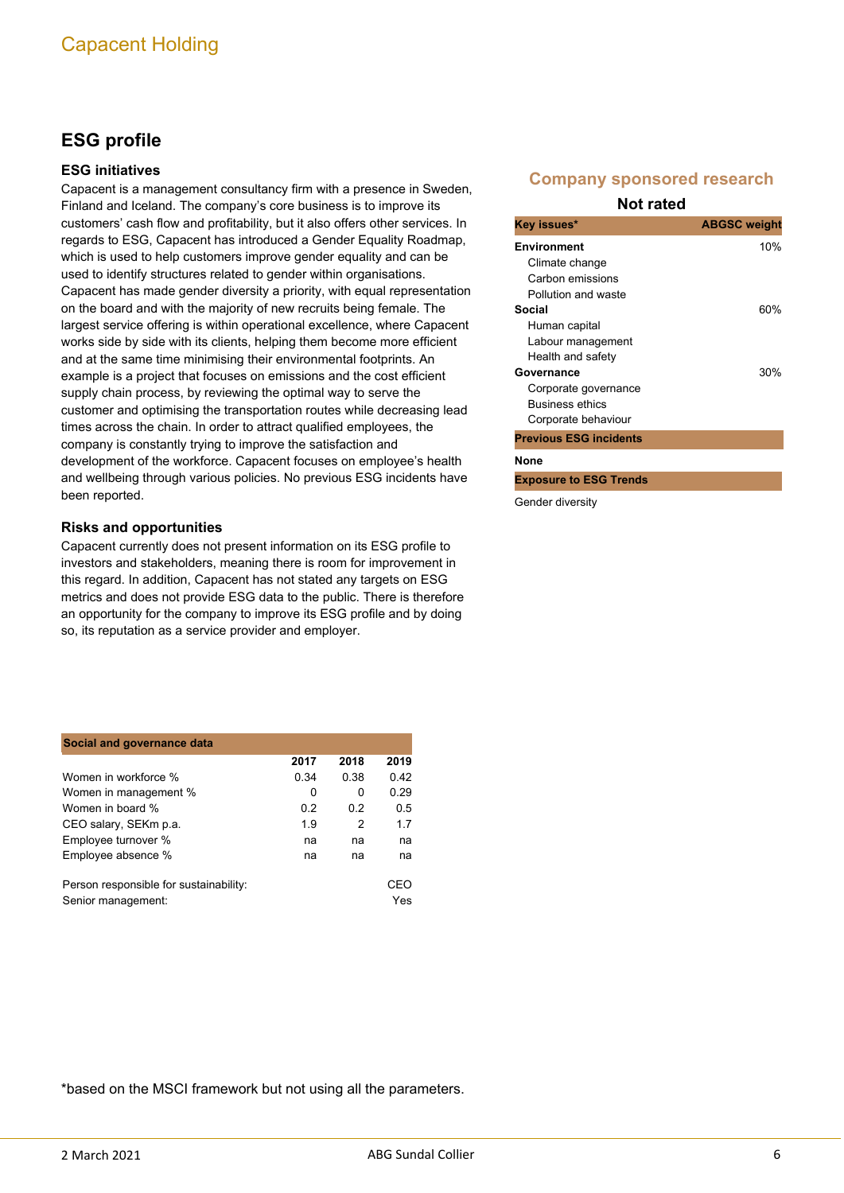## ESG profile

### ESG initiatives

Capacent is a management consultancy firm with a presence in Sweden, Finland and Iceland. The company's core business is to improve its customers' cash flow and profitability, but it also offers other services. In regards to ESG, Capacent has introduced a Gender Equality Roadmap, which is used to help customers improve gender equality and can be used to identify structures related to gender within organisations. Capacent has made gender diversity a priority, with equal representation on the board and with the majority of new recruits being female. The largest service offering is within operational excellence, where Capacent works side by side with its clients, helping them become more efficient and at the same time minimising their environmental footprints. An example is a project that focuses on emissions and the cost efficient supply chain process, by reviewing the optimal way to serve the customer and optimising the transportation routes while decreasing lead times across the chain. In order to attract qualified employees, the company is constantly trying to improve the satisfaction and development of the workforce. Capacent focuses on employee's health and wellbeing through various policies. No previous ESG incidents have been reported.

### Risks and opportunities

Capacent currently does not present information on its ESG profile to investors and stakeholders, meaning there is room for improvement in this regard. In addition, Capacent has not stated any targets on ESG metrics and does not provide ESG data to the public. There is therefore an opportunity for the company to improve its ESG profile and by doing so, its reputation as a service provider and employer.

### Company sponsored research

**Not rated**

| Key issues* | ABGSC weight |
|---|---|
| **Environment** | 10% |
| Climate change | |
| Carbon emissions | |
| Pollution and waste | |
| **Social** | 60% |
| Human capital | |
| Labour management | |
| Health and safety | |
| **Governance** | 30% |
| Corporate governance | |
| Business ethics | |
| Corporate behaviour | |

**Previous ESG incidents**

**None**

**Exposure to ESG Trends**

Gender diversity

| Social and governance data | 2017 | 2018 | 2019 |
|---|---|---|---|
| Women in workforce % | 0.34 | 0.38 | 0.42 |
| Women in management % | 0 | 0 | 0.29 |
| Women in board % | 0.2 | 0.2 | 0.5 |
| CEO salary, SEKm p.a. | 1.9 | 2 | 1.7 |
| Employee turnover % | na | na | na |
| Employee absence % | na | na | na |
| | | | |
| Person responsible for sustainability: | | | CEO |
| Senior management: | | | Yes |

*based on the MSCI framework but not using all the parameters.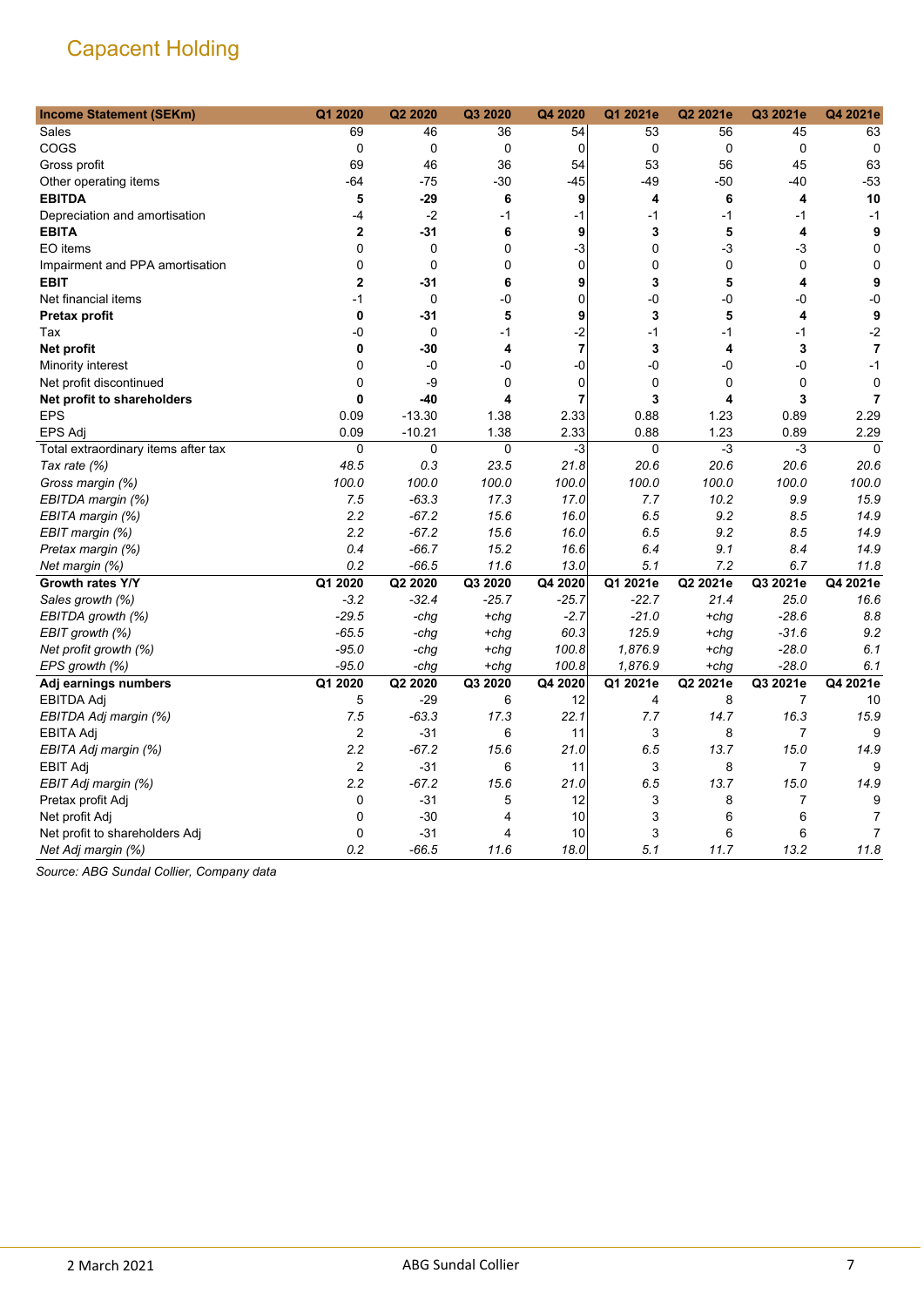Capacent Holding

| Income Statement (SEKm) | Q1 2020 | Q2 2020 | Q3 2020 | Q4 2020 | Q1 2021e | Q2 2021e | Q3 2021e | Q4 2021e |
|---|---|---|---|---|---|---|---|---|
| Sales | 69 | 46 | 36 | 54 | 53 | 56 | 45 | 63 |
| COGS | 0 | 0 | 0 | 0 | 0 | 0 | 0 | 0 |
| Gross profit | 69 | 46 | 36 | 54 | 53 | 56 | 45 | 63 |
| Other operating items | -64 | -75 | -30 | -45 | -49 | -50 | -40 | -53 |
| **EBITDA** | **5** | **-29** | **6** | **9** | **4** | **6** | **4** | **10** |
| Depreciation and amortisation | -4 | -2 | -1 | -1 | -1 | -1 | -1 | -1 |
| **EBITA** | **2** | **-31** | **6** | **9** | **3** | **5** | **4** | **9** |
| EO items | 0 | 0 | 0 | -3 | 0 | -3 | -3 | 0 |
| Impairment and PPA amortisation | 0 | 0 | 0 | 0 | 0 | 0 | 0 | 0 |
| **EBIT** | **2** | **-31** | **6** | **9** | **3** | **5** | **4** | **9** |
| Net financial items | -1 | 0 | -0 | 0 | -0 | -0 | -0 | -0 |
| **Pretax profit** | **0** | **-31** | **5** | **9** | **3** | **5** | **4** | **9** |
| Tax | -0 | 0 | -1 | -2 | -1 | -1 | -1 | -2 |
| **Net profit** | **0** | **-30** | **4** | **7** | **3** | **4** | **3** | **7** |
| Minority interest | 0 | -0 | -0 | -0 | -0 | -0 | -0 | -1 |
| Net profit discontinued | 0 | -9 | 0 | 0 | 0 | 0 | 0 | 0 |
| **Net profit to shareholders** | **0** | **-40** | **4** | **7** | **3** | **4** | **3** | **7** |
| EPS | 0.09 | -13.30 | 1.38 | 2.33 | 0.88 | 1.23 | 0.89 | 2.29 |
| EPS Adj | 0.09 | -10.21 | 1.38 | 2.33 | 0.88 | 1.23 | 0.89 | 2.29 |
| Total extraordinary items after tax | 0 | 0 | 0 | -3 | 0 | -3 | -3 | 0 |
| *Tax rate (%)* | *48.5* | *0.3* | *23.5* | *21.8* | *20.6* | *20.6* | *20.6* | *20.6* |
| *Gross margin (%)* | *100.0* | *100.0* | *100.0* | *100.0* | *100.0* | *100.0* | *100.0* | *100.0* |
| *EBITDA margin (%)* | *7.5* | *-63.3* | *17.3* | *17.0* | *7.7* | *10.2* | *9.9* | *15.9* |
| *EBITA margin (%)* | *2.2* | *-67.2* | *15.6* | *16.0* | *6.5* | *9.2* | *8.5* | *14.9* |
| *EBIT margin (%)* | *2.2* | *-67.2* | *15.6* | *16.0* | *6.5* | *9.2* | *8.5* | *14.9* |
| *Pretax margin (%)* | *0.4* | *-66.7* | *15.2* | *16.6* | *6.4* | *9.1* | *8.4* | *14.9* |
| *Net margin (%)* | *0.2* | *-66.5* | *11.6* | *13.0* | *5.1* | *7.2* | *6.7* | *11.8* |
| **Growth rates Y/Y** | **Q1 2020** | **Q2 2020** | **Q3 2020** | **Q4 2020** | **Q1 2021e** | **Q2 2021e** | **Q3 2021e** | **Q4 2021e** |
| *Sales growth (%)* | *-3.2* | *-32.4* | *-25.7* | *-25.7* | *-22.7* | *21.4* | *25.0* | *16.6* |
| *EBITDA growth (%)* | *-29.5* | *-chg* | *+chg* | *-2.7* | *-21.0* | *+chg* | *-28.6* | *8.8* |
| *EBIT growth (%)* | *-65.5* | *-chg* | *+chg* | *60.3* | *125.9* | *+chg* | *-31.6* | *9.2* |
| *Net profit growth (%)* | *-95.0* | *-chg* | *+chg* | *100.8* | *1,876.9* | *+chg* | *-28.0* | *6.1* |
| *EPS growth (%)* | *-95.0* | *-chg* | *+chg* | *100.8* | *1,876.9* | *+chg* | *-28.0* | *6.1* |
| **Adj earnings numbers** | **Q1 2020** | **Q2 2020** | **Q3 2020** | **Q4 2020** | **Q1 2021e** | **Q2 2021e** | **Q3 2021e** | **Q4 2021e** |
| EBITDA Adj | 5 | -29 | 6 | 12 | 4 | 8 | 7 | 10 |
| *EBITDA Adj margin (%)* | *7.5* | *-63.3* | *17.3* | *22.1* | *7.7* | *14.7* | *16.3* | *15.9* |
| EBITA Adj | 2 | -31 | 6 | 11 | 3 | 8 | 7 | 9 |
| *EBITA Adj margin (%)* | *2.2* | *-67.2* | *15.6* | *21.0* | *6.5* | *13.7* | *15.0* | *14.9* |
| EBIT Adj | 2 | -31 | 6 | 11 | 3 | 8 | 7 | 9 |
| *EBIT Adj margin (%)* | *2.2* | *-67.2* | *15.6* | *21.0* | *6.5* | *13.7* | *15.0* | *14.9* |
| Pretax profit Adj | 0 | -31 | 5 | 12 | 3 | 8 | 7 | 9 |
| Net profit Adj | 0 | -30 | 4 | 10 | 3 | 6 | 6 | 7 |
| Net profit to shareholders Adj | 0 | -31 | 4 | 10 | 3 | 6 | 6 | 7 |
| *Net Adj margin (%)* | *0.2* | *-66.5* | *11.6* | *18.0* | *5.1* | *11.7* | *13.2* | *11.8* |

*Source: ABG Sundal Collier, Company data*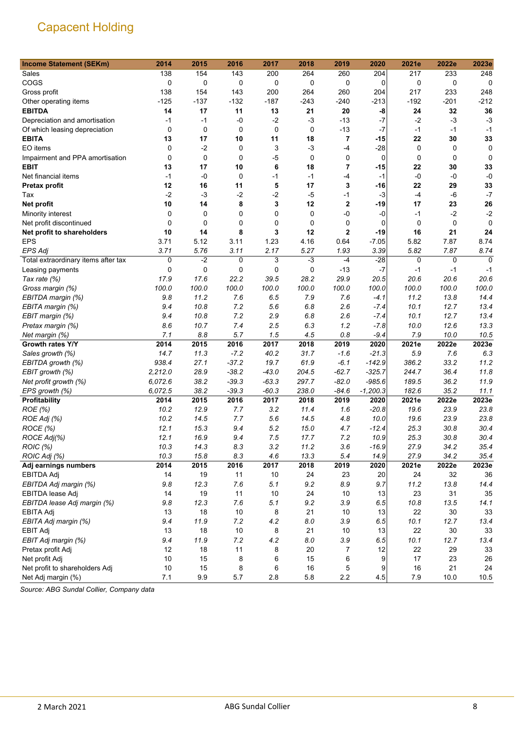# Capacent Holding

| Income Statement (SEKm) | 2014 | 2015 | 2016 | 2017 | 2018 | 2019 | 2020 | 2021e | 2022e | 2023e |
|---|---|---|---|---|---|---|---|---|---|---|
| Sales | 138 | 154 | 143 | 200 | 264 | 260 | 204 | 217 | 233 | 248 |
| COGS | 0 | 0 | 0 | 0 | 0 | 0 | 0 | 0 | 0 | 0 |
| Gross profit | 138 | 154 | 143 | 200 | 264 | 260 | 204 | 217 | 233 | 248 |
| Other operating items | -125 | -137 | -132 | -187 | -243 | -240 | -213 | -192 | -201 | -212 |
| **EBITDA** | **14** | **17** | **11** | **13** | **21** | **20** | **-8** | **24** | **32** | **36** |
| Depreciation and amortisation | -1 | -1 | -0 | -2 | -3 | -13 | -7 | -2 | -3 | -3 |
| Of which leasing depreciation | 0 | 0 | 0 | 0 | 0 | -13 | -7 | -1 | -1 | -1 |
| **EBITA** | **13** | **17** | **10** | **11** | **18** | **7** | **-15** | **22** | **30** | **33** |
| EO items | 0 | -2 | 0 | 3 | -3 | -4 | -28 | 0 | 0 | 0 |
| Impairment and PPA amortisation | 0 | 0 | 0 | -5 | 0 | 0 | 0 | 0 | 0 | 0 |
| **EBIT** | **13** | **17** | **10** | **6** | **18** | **7** | **-15** | **22** | **30** | **33** |
| Net financial items | -1 | -0 | 0 | -1 | -1 | -4 | -1 | -0 | -0 | -0 |
| **Pretax profit** | **12** | **16** | **11** | **5** | **17** | **3** | **-16** | **22** | **29** | **33** |
| Tax | -2 | -3 | -2 | -2 | -5 | -1 | -3 | -4 | -6 | -7 |
| **Net profit** | **10** | **14** | **8** | **3** | **12** | **2** | **-19** | **17** | **23** | **26** |
| Minority interest | 0 | 0 | 0 | 0 | 0 | -0 | -0 | -1 | -2 | -2 |
| Net profit discontinued | 0 | 0 | 0 | 0 | 0 | 0 | 0 | 0 | 0 | 0 |
| **Net profit to shareholders** | **10** | **14** | **8** | **3** | **12** | **2** | **-19** | **16** | **21** | **24** |
| EPS | 3.71 | 5.12 | 3.11 | 1.23 | 4.16 | 0.64 | -7.05 | 5.82 | 7.87 | 8.74 |
| *EPS Adj* | *3.71* | *5.76* | *3.11* | *2.17* | *5.27* | *1.93* | *3.39* | *5.82* | *7.87* | *8.74* |
| Total extraordinary items after tax | 0 | -2 | 0 | 3 | -3 | -4 | -28 | 0 | 0 | 0 |
| Leasing payments | 0 | 0 | 0 | 0 | 0 | -13 | -7 | -1 | -1 | -1 |
| *Tax rate (%)* | *17.9* | *17.6* | *22.2* | *39.5* | *28.2* | *29.9* | *20.5* | *20.6* | *20.6* | *20.6* |
| *Gross margin (%)* | *100.0* | *100.0* | *100.0* | *100.0* | *100.0* | *100.0* | *100.0* | *100.0* | *100.0* | *100.0* |
| *EBITDA margin (%)* | *9.8* | *11.2* | *7.6* | *6.5* | *7.9* | *7.6* | *-4.1* | *11.2* | *13.8* | *14.4* |
| *EBITA margin (%)* | *9.4* | *10.8* | *7.2* | *5.6* | *6.8* | *2.6* | *-7.4* | *10.1* | *12.7* | *13.4* |
| *EBIT margin (%)* | *9.4* | *10.8* | *7.2* | *2.9* | *6.8* | *2.6* | *-7.4* | *10.1* | *12.7* | *13.4* |
| *Pretax margin (%)* | *8.6* | *10.7* | *7.4* | *2.5* | *6.3* | *1.2* | *-7.8* | *10.0* | *12.6* | *13.3* |
| *Net margin (%)* | *7.1* | *8.8* | *5.7* | *1.5* | *4.5* | *0.8* | *-9.4* | *7.9* | *10.0* | *10.5* |
| **Growth rates Y/Y** | **2014** | **2015** | **2016** | **2017** | **2018** | **2019** | **2020** | **2021e** | **2022e** | **2023e** |
| *Sales growth (%)* | *14.7* | *11.3* | *-7.2* | *40.2* | *31.7* | *-1.6* | *-21.3* | *5.9* | *7.6* | *6.3* |
| *EBITDA growth (%)* | *938.4* | *27.1* | *-37.2* | *19.7* | *61.9* | *-6.1* | *-142.9* | *386.2* | *33.2* | *11.2* |
| *EBIT growth (%)* | *2,212.0* | *28.9* | *-38.2* | *-43.0* | *204.5* | *-62.7* | *-325.7* | *244.7* | *36.4* | *11.8* |
| *Net profit growth (%)* | *6,072.6* | *38.2* | *-39.3* | *-63.3* | *297.7* | *-82.0* | *-985.6* | *189.5* | *36.2* | *11.9* |
| *EPS growth (%)* | *6,072.5* | *38.2* | *-39.3* | *-60.3* | *238.0* | *-84.6* | *-1,200.3* | *182.6* | *35.2* | *11.1* |
| **Profitability** | **2014** | **2015** | **2016** | **2017** | **2018** | **2019** | **2020** | **2021e** | **2022e** | **2023e** |
| *ROE (%)* | *10.2* | *12.9* | *7.7* | *3.2* | *11.4* | *1.6* | *-20.8* | *19.6* | *23.9* | *23.8* |
| *ROE Adj (%)* | *10.2* | *14.5* | *7.7* | *5.6* | *14.5* | *4.8* | *10.0* | *19.6* | *23.9* | *23.8* |
| *ROCE (%)* | *12.1* | *15.3* | *9.4* | *5.2* | *15.0* | *4.7* | *-12.4* | *25.3* | *30.8* | *30.4* |
| *ROCE Adj(%)* | *12.1* | *16.9* | *9.4* | *7.5* | *17.7* | *7.2* | *10.9* | *25.3* | *30.8* | *30.4* |
| *ROIC (%)* | *10.3* | *14.3* | *8.3* | *3.2* | *11.2* | *3.6* | *-16.9* | *27.9* | *34.2* | *35.4* |
| *ROIC Adj (%)* | *10.3* | *15.8* | *8.3* | *4.6* | *13.3* | *5.4* | *14.9* | *27.9* | *34.2* | *35.4* |
| **Adj earnings numbers** | **2014** | **2015** | **2016** | **2017** | **2018** | **2019** | **2020** | **2021e** | **2022e** | **2023e** |
| EBITDA Adj | 14 | 19 | 11 | 10 | 24 | 23 | 20 | 24 | 32 | 36 |
| *EBITDA Adj margin (%)* | *9.8* | *12.3* | *7.6* | *5.1* | *9.2* | *8.9* | *9.7* | *11.2* | *13.8* | *14.4* |
| EBITDA lease Adj | 14 | 19 | 11 | 10 | 24 | 10 | 13 | 23 | 31 | 35 |
| *EBITDA lease Adj margin (%)* | *9.8* | *12.3* | *7.6* | *5.1* | *9.2* | *3.9* | *6.5* | *10.8* | *13.5* | *14.1* |
| EBITA Adj | 13 | 18 | 10 | 8 | 21 | 10 | 13 | 22 | 30 | 33 |
| *EBITA Adj margin (%)* | *9.4* | *11.9* | *7.2* | *4.2* | *8.0* | *3.9* | *6.5* | *10.1* | *12.7* | *13.4* |
| EBIT Adj | 13 | 18 | 10 | 8 | 21 | 10 | 13 | 22 | 30 | 33 |
| *EBIT Adj margin (%)* | *9.4* | *11.9* | *7.2* | *4.2* | *8.0* | *3.9* | *6.5* | *10.1* | *12.7* | *13.4* |
| Pretax profit Adj | 12 | 18 | 11 | 8 | 20 | 7 | 12 | 22 | 29 | 33 |
| Net profit Adj | 10 | 15 | 8 | 6 | 15 | 6 | 9 | 17 | 23 | 26 |
| Net profit to shareholders Adj | 10 | 15 | 8 | 6 | 16 | 5 | 9 | 16 | 21 | 24 |
| Net Adj margin (%) | 7.1 | 9.9 | 5.7 | 2.8 | 5.8 | 2.2 | 4.5 | 7.9 | 10.0 | 10.5 |

*Source: ABG Sundal Collier, Company data*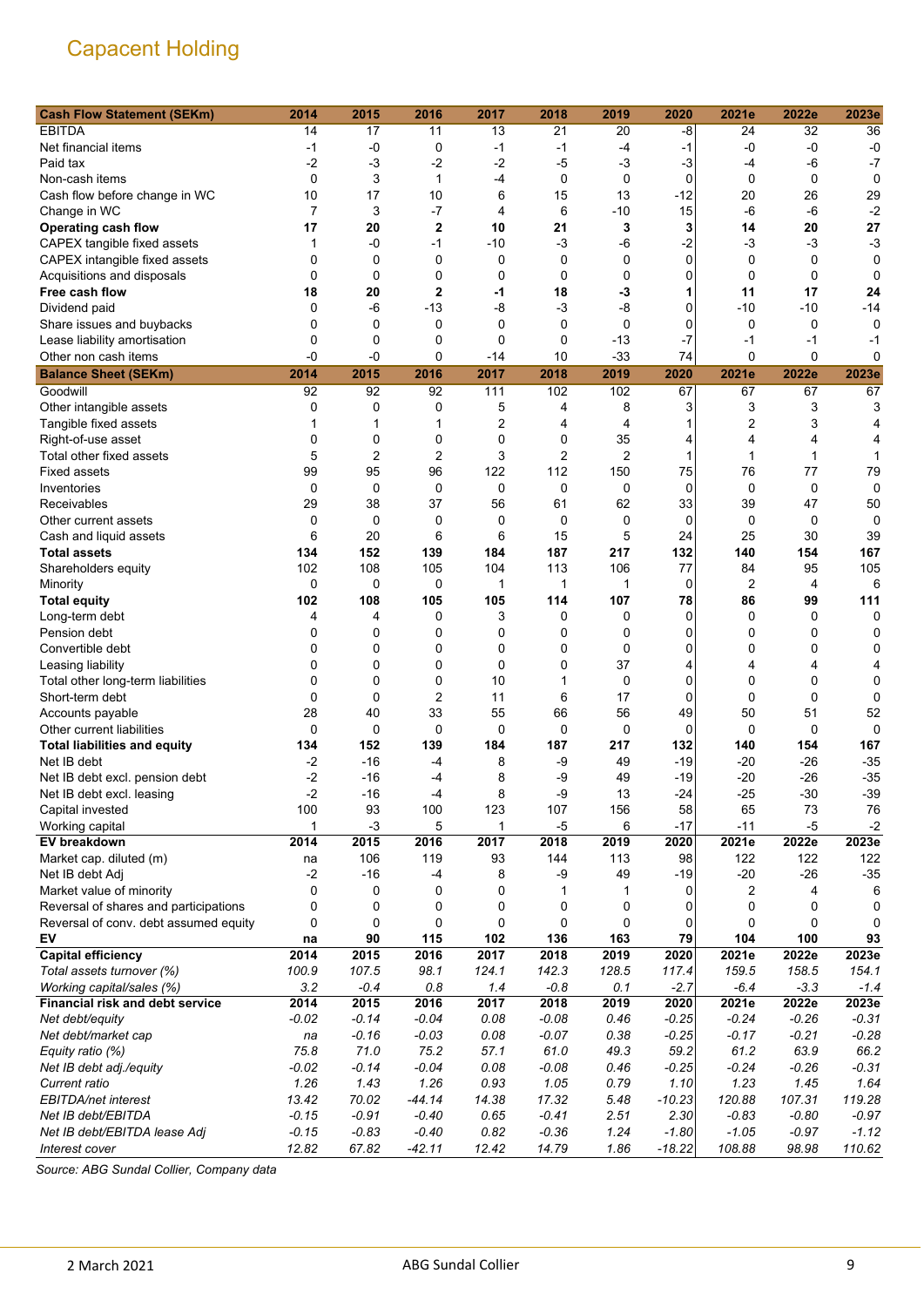# Capacent Holding

| Cash Flow Statement (SEKm) | 2014 | 2015 | 2016 | 2017 | 2018 | 2019 | 2020 | 2021e | 2022e | 2023e |
|---|---|---|---|---|---|---|---|---|---|---|
| EBITDA | 14 | 17 | 11 | 13 | 21 | 20 | -8 | 24 | 32 | 36 |
| Net financial items | -1 | -0 | 0 | -1 | -1 | -4 | -1 | -0 | -0 | -0 |
| Paid tax | -2 | -3 | -2 | -2 | -5 | -3 | -3 | -4 | -6 | -7 |
| Non-cash items | 0 | 3 | 1 | -4 | 0 | 0 | 0 | 0 | 0 | 0 |
| Cash flow before change in WC | 10 | 17 | 10 | 6 | 15 | 13 | -12 | 20 | 26 | 29 |
| Change in WC | 7 | 3 | -7 | 4 | 6 | -10 | 15 | -6 | -6 | -2 |
| **Operating cash flow** | **17** | **20** | **2** | **10** | **21** | **3** | **3** | **14** | **20** | **27** |
| CAPEX tangible fixed assets | 1 | -0 | -1 | -10 | -3 | -6 | -2 | -3 | -3 | -3 |
| CAPEX intangible fixed assets | 0 | 0 | 0 | 0 | 0 | 0 | 0 | 0 | 0 | 0 |
| Acquisitions and disposals | 0 | 0 | 0 | 0 | 0 | 0 | 0 | 0 | 0 | 0 |
| **Free cash flow** | **18** | **20** | **2** | **-1** | **18** | **-3** | **1** | **11** | **17** | **24** |
| Dividend paid | 0 | -6 | -13 | -8 | -3 | -8 | 0 | -10 | -10 | -14 |
| Share issues and buybacks | 0 | 0 | 0 | 0 | 0 | 0 | 0 | 0 | 0 | 0 |
| Lease liability amortisation | 0 | 0 | 0 | 0 | 0 | -13 | -7 | -1 | -1 | -1 |
| Other non cash items | -0 | -0 | 0 | -14 | 10 | -33 | 74 | 0 | 0 | 0 |
| **Balance Sheet (SEKm)** | **2014** | **2015** | **2016** | **2017** | **2018** | **2019** | **2020** | **2021e** | **2022e** | **2023e** |
| Goodwill | 92 | 92 | 92 | 111 | 102 | 102 | 67 | 67 | 67 | 67 |
| Other intangible assets | 0 | 0 | 0 | 5 | 4 | 8 | 3 | 3 | 3 | 3 |
| Tangible fixed assets | 1 | 1 | 1 | 2 | 4 | 4 | 1 | 2 | 3 | 4 |
| Right-of-use asset | 0 | 0 | 0 | 0 | 0 | 35 | 4 | 4 | 4 | 4 |
| Total other fixed assets | 5 | 2 | 2 | 3 | 2 | 2 | 1 | 1 | 1 | 1 |
| Fixed assets | 99 | 95 | 96 | 122 | 112 | 150 | 75 | 76 | 77 | 79 |
| Inventories | 0 | 0 | 0 | 0 | 0 | 0 | 0 | 0 | 0 | 0 |
| Receivables | 29 | 38 | 37 | 56 | 61 | 62 | 33 | 39 | 47 | 50 |
| Other current assets | 0 | 0 | 0 | 0 | 0 | 0 | 0 | 0 | 0 | 0 |
| Cash and liquid assets | 6 | 20 | 6 | 6 | 15 | 5 | 24 | 25 | 30 | 39 |
| **Total assets** | **134** | **152** | **139** | **184** | **187** | **217** | **132** | **140** | **154** | **167** |
| Shareholders equity | 102 | 108 | 105 | 104 | 113 | 106 | 77 | 84 | 95 | 105 |
| Minority | 0 | 0 | 0 | 1 | 1 | 1 | 0 | 2 | 4 | 6 |
| **Total equity** | **102** | **108** | **105** | **105** | **114** | **107** | **78** | **86** | **99** | **111** |
| Long-term debt | 4 | 4 | 0 | 3 | 0 | 0 | 0 | 0 | 0 | 0 |
| Pension debt | 0 | 0 | 0 | 0 | 0 | 0 | 0 | 0 | 0 | 0 |
| Convertible debt | 0 | 0 | 0 | 0 | 0 | 0 | 0 | 0 | 0 | 0 |
| Leasing liability | 0 | 0 | 0 | 0 | 0 | 37 | 4 | 4 | 4 | 4 |
| Total other long-term liabilities | 0 | 0 | 0 | 10 | 1 | 0 | 0 | 0 | 0 | 0 |
| Short-term debt | 0 | 0 | 2 | 11 | 6 | 17 | 0 | 0 | 0 | 0 |
| Accounts payable | 28 | 40 | 33 | 55 | 66 | 56 | 49 | 50 | 51 | 52 |
| Other current liabilities | 0 | 0 | 0 | 0 | 0 | 0 | 0 | 0 | 0 | 0 |
| **Total liabilities and equity** | **134** | **152** | **139** | **184** | **187** | **217** | **132** | **140** | **154** | **167** |
| Net IB debt | -2 | -16 | -4 | 8 | -9 | 49 | -19 | -20 | -26 | -35 |
| Net IB debt excl. pension debt | -2 | -16 | -4 | 8 | -9 | 49 | -19 | -20 | -26 | -35 |
| Net IB debt excl. leasing | -2 | -16 | -4 | 8 | -9 | 13 | -24 | -25 | -30 | -39 |
| Capital invested | 100 | 93 | 100 | 123 | 107 | 156 | 58 | 65 | 73 | 76 |
| Working capital | 1 | -3 | 5 | 1 | -5 | 6 | -17 | -11 | -5 | -2 |
| **EV breakdown** | **2014** | **2015** | **2016** | **2017** | **2018** | **2019** | **2020** | **2021e** | **2022e** | **2023e** |
| Market cap. diluted (m) | na | 106 | 119 | 93 | 144 | 113 | 98 | 122 | 122 | 122 |
| Net IB debt Adj | -2 | -16 | -4 | 8 | -9 | 49 | -19 | -20 | -26 | -35 |
| Market value of minority | 0 | 0 | 0 | 0 | 1 | 1 | 0 | 2 | 4 | 6 |
| Reversal of shares and participations | 0 | 0 | 0 | 0 | 0 | 0 | 0 | 0 | 0 | 0 |
| Reversal of conv. debt assumed equity | 0 | 0 | 0 | 0 | 0 | 0 | 0 | 0 | 0 | 0 |
| **EV** | **na** | **90** | **115** | **102** | **136** | **163** | **79** | **104** | **100** | **93** |
| **Capital efficiency** | **2014** | **2015** | **2016** | **2017** | **2018** | **2019** | **2020** | **2021e** | **2022e** | **2023e** |
| *Total assets turnover (%)* | *100.9* | *107.5* | *98.1* | *124.1* | *142.3* | *128.5* | *117.4* | *159.5* | *158.5* | *154.1* |
| *Working capital/sales (%)* | *3.2* | *-0.4* | *0.8* | *1.4* | *-0.8* | *0.1* | *-2.7* | *-6.4* | *-3.3* | *-1.4* |
| **Financial risk and debt service** | **2014** | **2015** | **2016** | **2017** | **2018** | **2019** | **2020** | **2021e** | **2022e** | **2023e** |
| *Net debt/equity* | *-0.02* | *-0.14* | *-0.04* | *0.08* | *-0.08* | *0.46* | *-0.25* | *-0.24* | *-0.26* | *-0.31* |
| *Net debt/market cap* | *na* | *-0.16* | *-0.03* | *0.08* | *-0.07* | *0.38* | *-0.25* | *-0.17* | *-0.21* | *-0.28* |
| *Equity ratio (%)* | *75.8* | *71.0* | *75.2* | *57.1* | *61.0* | *49.3* | *59.2* | *61.2* | *63.9* | *66.2* |
| *Net IB debt adj./equity* | *-0.02* | *-0.14* | *-0.04* | *0.08* | *-0.08* | *0.46* | *-0.25* | *-0.24* | *-0.26* | *-0.31* |
| *Current ratio* | *1.26* | *1.43* | *1.26* | *0.93* | *1.05* | *0.79* | *1.10* | *1.23* | *1.45* | *1.64* |
| *EBITDA/net interest* | *13.42* | *70.02* | *-44.14* | *14.38* | *17.32* | *5.48* | *-10.23* | *120.88* | *107.31* | *119.28* |
| *Net IB debt/EBITDA* | *-0.15* | *-0.91* | *-0.40* | *0.65* | *-0.41* | *2.51* | *2.30* | *-0.83* | *-0.80* | *-0.97* |
| *Net IB debt/EBITDA lease Adj* | *-0.15* | *-0.83* | *-0.40* | *0.82* | *-0.36* | *1.24* | *-1.80* | *-1.05* | *-0.97* | *-1.12* |
| *Interest cover* | *12.82* | *67.82* | *-42.11* | *12.42* | *14.79* | *1.86* | *-18.22* | *108.88* | *98.98* | *110.62* |

*Source: ABG Sundal Collier, Company data*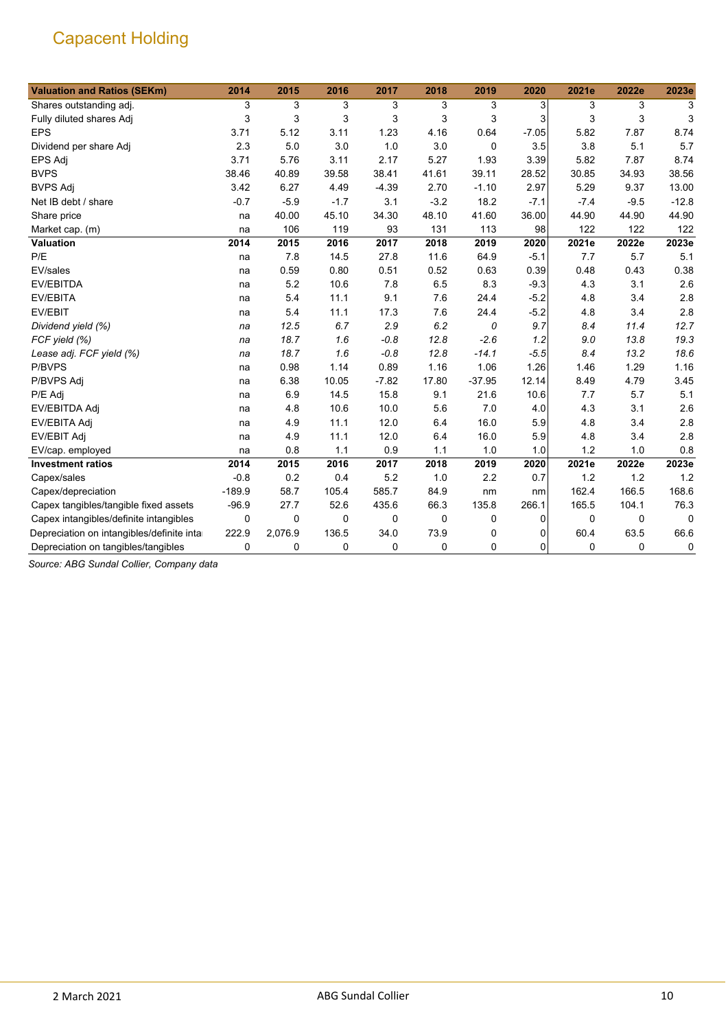# Capacent Holding

| Valuation and Ratios (SEKm) | 2014 | 2015 | 2016 | 2017 | 2018 | 2019 | 2020 | 2021e | 2022e | 2023e |
|---|---|---|---|---|---|---|---|---|---|---|
| Shares outstanding adj. | 3 | 3 | 3 | 3 | 3 | 3 | 3 | 3 | 3 | 3 |
| Fully diluted shares Adj | 3 | 3 | 3 | 3 | 3 | 3 | 3 | 3 | 3 | 3 |
| EPS | 3.71 | 5.12 | 3.11 | 1.23 | 4.16 | 0.64 | -7.05 | 5.82 | 7.87 | 8.74 |
| Dividend per share Adj | 2.3 | 5.0 | 3.0 | 1.0 | 3.0 | 0 | 3.5 | 3.8 | 5.1 | 5.7 |
| EPS Adj | 3.71 | 5.76 | 3.11 | 2.17 | 5.27 | 1.93 | 3.39 | 5.82 | 7.87 | 8.74 |
| BVPS | 38.46 | 40.89 | 39.58 | 38.41 | 41.61 | 39.11 | 28.52 | 30.85 | 34.93 | 38.56 |
| BVPS Adj | 3.42 | 6.27 | 4.49 | -4.39 | 2.70 | -1.10 | 2.97 | 5.29 | 9.37 | 13.00 |
| Net IB debt / share | -0.7 | -5.9 | -1.7 | 3.1 | -3.2 | 18.2 | -7.1 | -7.4 | -9.5 | -12.8 |
| Share price | na | 40.00 | 45.10 | 34.30 | 48.10 | 41.60 | 36.00 | 44.90 | 44.90 | 44.90 |
| Market cap. (m) | na | 106 | 119 | 93 | 131 | 113 | 98 | 122 | 122 | 122 |
| **Valuation** | **2014** | **2015** | **2016** | **2017** | **2018** | **2019** | **2020** | **2021e** | **2022e** | **2023e** |
| P/E | na | 7.8 | 14.5 | 27.8 | 11.6 | 64.9 | -5.1 | 7.7 | 5.7 | 5.1 |
| EV/sales | na | 0.59 | 0.80 | 0.51 | 0.52 | 0.63 | 0.39 | 0.48 | 0.43 | 0.38 |
| EV/EBITDA | na | 5.2 | 10.6 | 7.8 | 6.5 | 8.3 | -9.3 | 4.3 | 3.1 | 2.6 |
| EV/EBITA | na | 5.4 | 11.1 | 9.1 | 7.6 | 24.4 | -5.2 | 4.8 | 3.4 | 2.8 |
| EV/EBIT | na | 5.4 | 11.1 | 17.3 | 7.6 | 24.4 | -5.2 | 4.8 | 3.4 | 2.8 |
| *Dividend yield (%)* | *na* | *12.5* | *6.7* | *2.9* | *6.2* | *0* | *9.7* | *8.4* | *11.4* | *12.7* |
| *FCF yield (%)* | *na* | *18.7* | *1.6* | *-0.8* | *12.8* | *-2.6* | *1.2* | *9.0* | *13.8* | *19.3* |
| *Lease adj. FCF yield (%)* | *na* | *18.7* | *1.6* | *-0.8* | *12.8* | *-14.1* | *-5.5* | *8.4* | *13.2* | *18.6* |
| P/BVPS | na | 0.98 | 1.14 | 0.89 | 1.16 | 1.06 | 1.26 | 1.46 | 1.29 | 1.16 |
| P/BVPS Adj | na | 6.38 | 10.05 | -7.82 | 17.80 | -37.95 | 12.14 | 8.49 | 4.79 | 3.45 |
| P/E Adj | na | 6.9 | 14.5 | 15.8 | 9.1 | 21.6 | 10.6 | 7.7 | 5.7 | 5.1 |
| EV/EBITDA Adj | na | 4.8 | 10.6 | 10.0 | 5.6 | 7.0 | 4.0 | 4.3 | 3.1 | 2.6 |
| EV/EBITA Adj | na | 4.9 | 11.1 | 12.0 | 6.4 | 16.0 | 5.9 | 4.8 | 3.4 | 2.8 |
| EV/EBIT Adj | na | 4.9 | 11.1 | 12.0 | 6.4 | 16.0 | 5.9 | 4.8 | 3.4 | 2.8 |
| EV/cap. employed | na | 0.8 | 1.1 | 0.9 | 1.1 | 1.0 | 1.0 | 1.2 | 1.0 | 0.8 |
| **Investment ratios** | **2014** | **2015** | **2016** | **2017** | **2018** | **2019** | **2020** | **2021e** | **2022e** | **2023e** |
| Capex/sales | -0.8 | 0.2 | 0.4 | 5.2 | 1.0 | 2.2 | 0.7 | 1.2 | 1.2 | 1.2 |
| Capex/depreciation | -189.9 | 58.7 | 105.4 | 585.7 | 84.9 | nm | nm | 162.4 | 166.5 | 168.6 |
| Capex tangibles/tangible fixed assets | -96.9 | 27.7 | 52.6 | 435.6 | 66.3 | 135.8 | 266.1 | 165.5 | 104.1 | 76.3 |
| Capex intangibles/definite intangibles | 0 | 0 | 0 | 0 | 0 | 0 | 0 | 0 | 0 | 0 |
| Depreciation on intangibles/definite inta | 222.9 | 2,076.9 | 136.5 | 34.0 | 73.9 | 0 | 0 | 60.4 | 63.5 | 66.6 |
| Depreciation on tangibles/tangibles | 0 | 0 | 0 | 0 | 0 | 0 | 0 | 0 | 0 | 0 |

*Source: ABG Sundal Collier, Company data*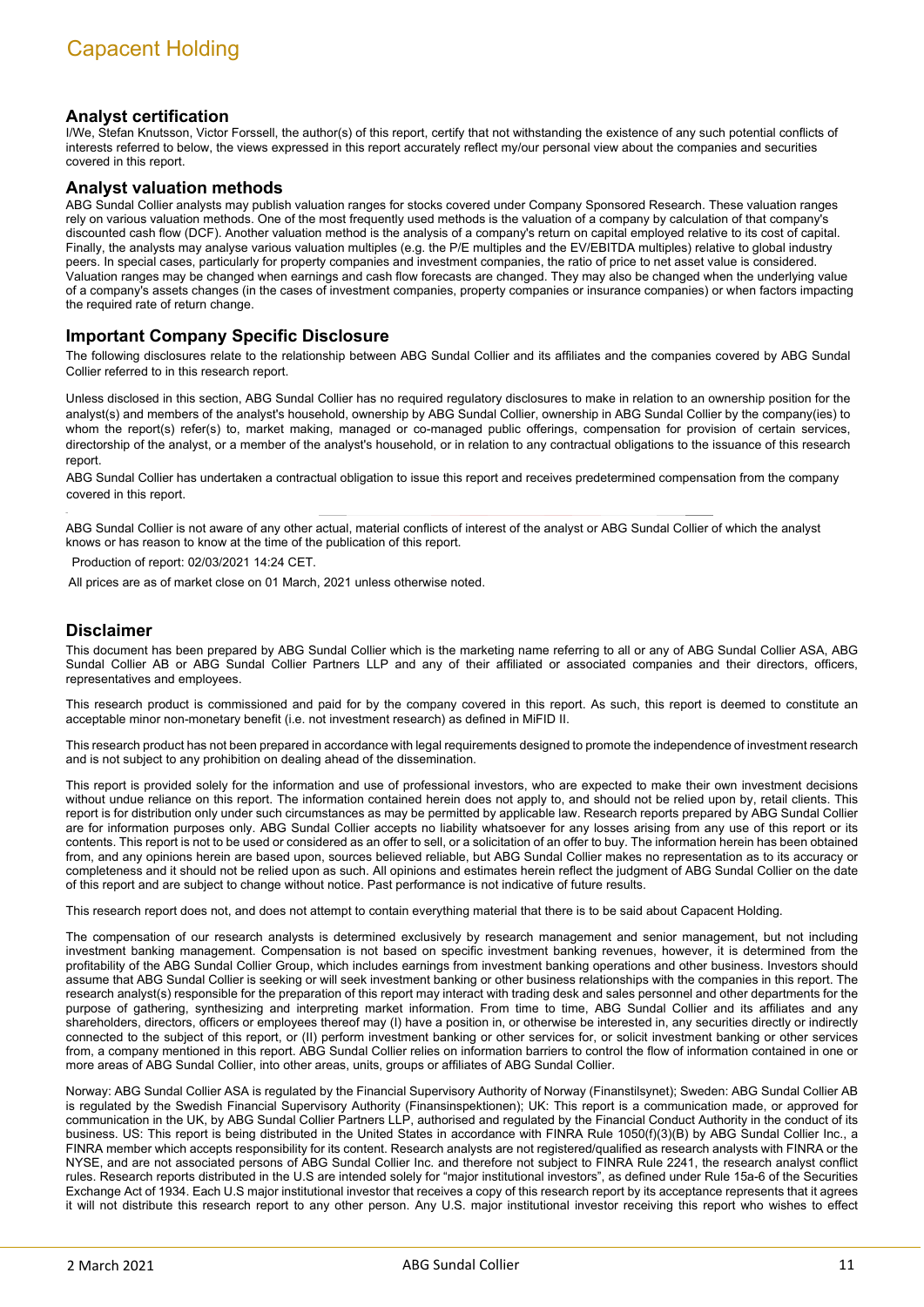## Analyst certification

I/We, Stefan Knutsson, Victor Forssell, the author(s) of this report, certify that not withstanding the existence of any such potential conflicts of interests referred to below, the views expressed in this report accurately reflect my/our personal view about the companies and securities covered in this report.

## Analyst valuation methods

ABG Sundal Collier analysts may publish valuation ranges for stocks covered under Company Sponsored Research. These valuation ranges rely on various valuation methods. One of the most frequently used methods is the valuation of a company by calculation of that company's discounted cash flow (DCF). Another valuation method is the analysis of a company's return on capital employed relative to its cost of capital. Finally, the analysts may analyse various valuation multiples (e.g. the P/E multiples and the EV/EBITDA multiples) relative to global industry peers. In special cases, particularly for property companies and investment companies, the ratio of price to net asset value is considered. Valuation ranges may be changed when earnings and cash flow forecasts are changed. They may also be changed when the underlying value of a company's assets changes (in the cases of investment companies, property companies or insurance companies) or when factors impacting the required rate of return change.

## Important Company Specific Disclosure

The following disclosures relate to the relationship between ABG Sundal Collier and its affiliates and the companies covered by ABG Sundal Collier referred to in this research report.

Unless disclosed in this section, ABG Sundal Collier has no required regulatory disclosures to make in relation to an ownership position for the analyst(s) and members of the analyst's household, ownership by ABG Sundal Collier, ownership in ABG Sundal Collier by the company(ies) to whom the report(s) refer(s) to, market making, managed or co-managed public offerings, compensation for provision of certain services, directorship of the analyst, or a member of the analyst's household, or in relation to any contractual obligations to the issuance of this research report.

ABG Sundal Collier has undertaken a contractual obligation to issue this report and receives predetermined compensation from the company covered in this report.

ABG Sundal Collier is not aware of any other actual, material conflicts of interest of the analyst or ABG Sundal Collier of which the analyst knows or has reason to know at the time of the publication of this report.

Production of report: 02/03/2021 14:24 CET.

All prices are as of market close on 01 March, 2021 unless otherwise noted.

## Disclaimer

This document has been prepared by ABG Sundal Collier which is the marketing name referring to all or any of ABG Sundal Collier ASA, ABG Sundal Collier AB or ABG Sundal Collier Partners LLP and any of their affiliated or associated companies and their directors, officers, representatives and employees.

This research product is commissioned and paid for by the company covered in this report. As such, this report is deemed to constitute an acceptable minor non-monetary benefit (i.e. not investment research) as defined in MiFID II.

This research product has not been prepared in accordance with legal requirements designed to promote the independence of investment research and is not subject to any prohibition on dealing ahead of the dissemination.

This report is provided solely for the information and use of professional investors, who are expected to make their own investment decisions without undue reliance on this report. The information contained herein does not apply to, and should not be relied upon by, retail clients. This report is for distribution only under such circumstances as may be permitted by applicable law. Research reports prepared by ABG Sundal Collier are for information purposes only. ABG Sundal Collier accepts no liability whatsoever for any losses arising from any use of this report or its contents. This report is not to be used or considered as an offer to sell, or a solicitation of an offer to buy. The information herein has been obtained from, and any opinions herein are based upon, sources believed reliable, but ABG Sundal Collier makes no representation as to its accuracy or completeness and it should not be relied upon as such. All opinions and estimates herein reflect the judgment of ABG Sundal Collier on the date of this report and are subject to change without notice. Past performance is not indicative of future results.

This research report does not, and does not attempt to contain everything material that there is to be said about Capacent Holding.

The compensation of our research analysts is determined exclusively by research management and senior management, but not including investment banking management. Compensation is not based on specific investment banking revenues, however, it is determined from the profitability of the ABG Sundal Collier Group, which includes earnings from investment banking operations and other business. Investors should assume that ABG Sundal Collier is seeking or will seek investment banking or other business relationships with the companies in this report. The research analyst(s) responsible for the preparation of this report may interact with trading desk and sales personnel and other departments for the purpose of gathering, synthesizing and interpreting market information. From time to time, ABG Sundal Collier and its affiliates and any shareholders, directors, officers or employees thereof may (I) have a position in, or otherwise be interested in, any securities directly or indirectly connected to the subject of this report, or (II) perform investment banking or other services for, or solicit investment banking or other services from, a company mentioned in this report. ABG Sundal Collier relies on information barriers to control the flow of information contained in one or more areas of ABG Sundal Collier, into other areas, units, groups or affiliates of ABG Sundal Collier.

Norway: ABG Sundal Collier ASA is regulated by the Financial Supervisory Authority of Norway (Finanstilsynet); Sweden: ABG Sundal Collier AB is regulated by the Swedish Financial Supervisory Authority (Finansinspektionen); UK: This report is a communication made, or approved for communication in the UK, by ABG Sundal Collier Partners LLP, authorised and regulated by the Financial Conduct Authority in the conduct of its business. US: This report is being distributed in the United States in accordance with FINRA Rule 1050(f)(3)(B) by ABG Sundal Collier Inc., a FINRA member which accepts responsibility for its content. Research analysts are not registered/qualified as research analysts with FINRA or the NYSE, and are not associated persons of ABG Sundal Collier Inc. and therefore not subject to FINRA Rule 2241, the research analyst conflict rules. Research reports distributed in the U.S are intended solely for "major institutional investors", as defined under Rule 15a-6 of the Securities Exchange Act of 1934. Each U.S major institutional investor that receives a copy of this research report by its acceptance represents that it agrees it will not distribute this research report to any other person. Any U.S. major institutional investor receiving this report who wishes to effect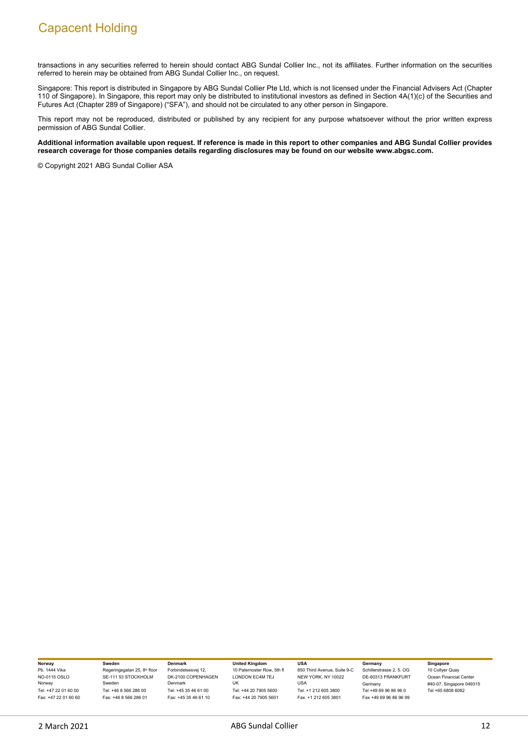transactions in any securities referred to herein should contact ABG Sundal Collier Inc., not its affiliates. Further information on the securities referred to herein may be obtained from ABG Sundal Collier Inc., on request.

Singapore: This report is distributed in Singapore by ABG Sundal Collier Pte Ltd, which is not licensed under the Financial Advisers Act (Chapter 110 of Singapore). In Singapore, this report may only be distributed to institutional investors as defined in Section 4A(1)(c) of the Securities and Futures Act (Chapter 289 of Singapore) ("SFA"), and should not be circulated to any other person in Singapore.

This report may not be reproduced, distributed or published by any recipient for any purpose whatsoever without the prior written express permission of ABG Sundal Collier.

**Additional information available upon request. If reference is made in this report to other companies and ABG Sundal Collier provides research coverage for those companies details regarding disclosures may be found on our website www.abgsc.com.**

© Copyright 2021 ABG Sundal Collier ASA

| Norway | Sweden | Denmark | United Kingdom | USA | Germany | Singapore |
|---|---|---|---|---|---|---|
| Pb. 1444 Vika | Regeringsgatan 25, 8th floor | Forbindelsesvej 12, | 10 Paternoster Row, 5th fl | 850 Third Avenue, Suite 9-C | Schillerstrasse 2, 5. OG | 10 Collyer Quay |
| NO-0115 OSLO | SE-111 53 STOCKHOLM | DK-2100 COPENHAGEN | LONDON EC4M 7EJ | NEW YORK, NY 10022 | DE-60313 FRANKFURT | Ocean Financial Center |
| Norway | Sweden | Denmark | UK | USA | Germany | #40-07, Singapore 049315 |
| Tel: +47 22 01 60 00 | Tel: +46 8 566 286 00 | Tel: +45 35 46 61 00 | Tel: +44 20 7905 5600 | Tel. +1 212 605 3800 | Tel +49 69 96 86 96 0 | Tel +65 6808 6082 |
| Fax: +47 22 01 60 60 | Fax: +46 8 566 286 01 | Fax: +45 35 46 61 10 | Fax: +44 20 7905 5601 | Fax. +1 212 605 3801 | Fax +49 69 96 86 96 99 | |